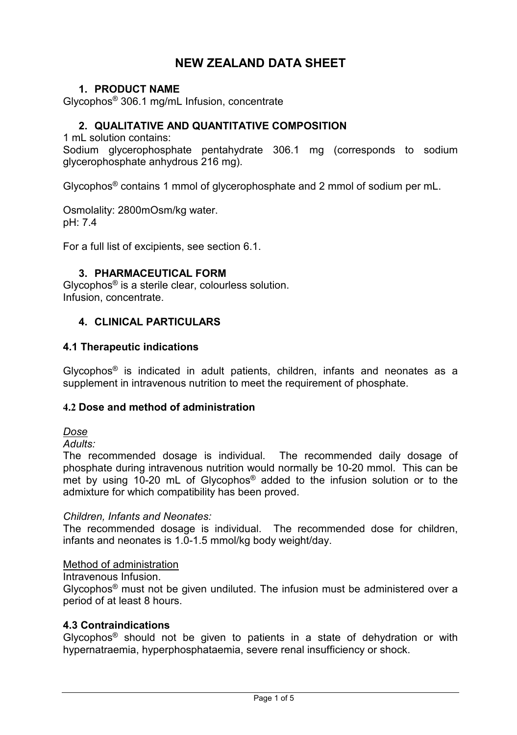# NEW ZEALAND DATA SHEET

## 1. PRODUCT NAME

Glycophos® 306.1 mg/mL Infusion, concentrate

## 2. QUALITATIVE AND QUANTITATIVE COMPOSITION

1 mL solution contains:
Sodium glycerophosphate pentahydrate 306.1 mg (corresponds to sodium glycerophosphate anhydrous 216 mg).

Glycophos® contains 1 mmol of glycerophosphate and 2 mmol of sodium per mL.

Osmolality: 2800mOsm/kg water.
pH: 7.4

For a full list of excipients, see section 6.1.

## 3. PHARMACEUTICAL FORM

Glycophos® is a sterile clear, colourless solution.
Infusion, concentrate.

## 4. CLINICAL PARTICULARS

### 4.1 Therapeutic indications

Glycophos® is indicated in adult patients, children, infants and neonates as a supplement in intravenous nutrition to meet the requirement of phosphate.

### 4.2 Dose and method of administration

*Dose*

*Adults:*
The recommended dosage is individual. The recommended daily dosage of phosphate during intravenous nutrition would normally be 10-20 mmol. This can be met by using 10-20 mL of Glycophos® added to the infusion solution or to the admixture for which compatibility has been proved.

*Children, Infants and Neonates:*
The recommended dosage is individual. The recommended dose for children, infants and neonates is 1.0-1.5 mmol/kg body weight/day.

Method of administration

Intravenous Infusion.
Glycophos® must not be given undiluted. The infusion must be administered over a period of at least 8 hours.

### 4.3 Contraindications

Glycophos® should not be given to patients in a state of dehydration or with hypernatraemia, hyperphosphataemia, severe renal insufficiency or shock.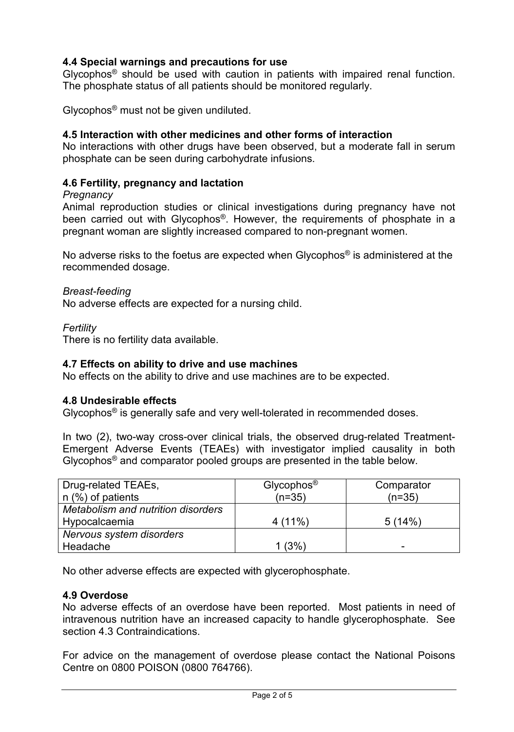### 4.4 Special warnings and precautions for use

Glycophos® should be used with caution in patients with impaired renal function. The phosphate status of all patients should be monitored regularly.

Glycophos® must not be given undiluted.

### 4.5 Interaction with other medicines and other forms of interaction

No interactions with other drugs have been observed, but a moderate fall in serum phosphate can be seen during carbohydrate infusions.

### 4.6 Fertility, pregnancy and lactation

*Pregnancy*

Animal reproduction studies or clinical investigations during pregnancy have not been carried out with Glycophos®. However, the requirements of phosphate in a pregnant woman are slightly increased compared to non-pregnant women.

No adverse risks to the foetus are expected when Glycophos® is administered at the recommended dosage.

*Breast-feeding*

No adverse effects are expected for a nursing child.

*Fertility*

There is no fertility data available.

### 4.7 Effects on ability to drive and use machines

No effects on the ability to drive and use machines are to be expected.

### 4.8 Undesirable effects

Glycophos® is generally safe and very well-tolerated in recommended doses.

In two (2), two-way cross-over clinical trials, the observed drug-related Treatment-Emergent Adverse Events (TEAEs) with investigator implied causality in both Glycophos® and comparator pooled groups are presented in the table below.

| Drug-related TEAEs, n (%) of patients | Glycophos® (n=35) | Comparator (n=35) |
|---|---|---|
| *Metabolism and nutrition disorders* Hypocalcaemia | 4 (11%) | 5 (14%) |
| *Nervous system disorders* Headache | 1 (3%) | - |

No other adverse effects are expected with glycerophosphate.

### 4.9 Overdose

No adverse effects of an overdose have been reported. Most patients in need of intravenous nutrition have an increased capacity to handle glycerophosphate. See section 4.3 Contraindications.

For advice on the management of overdose please contact the National Poisons Centre on 0800 POISON (0800 764766).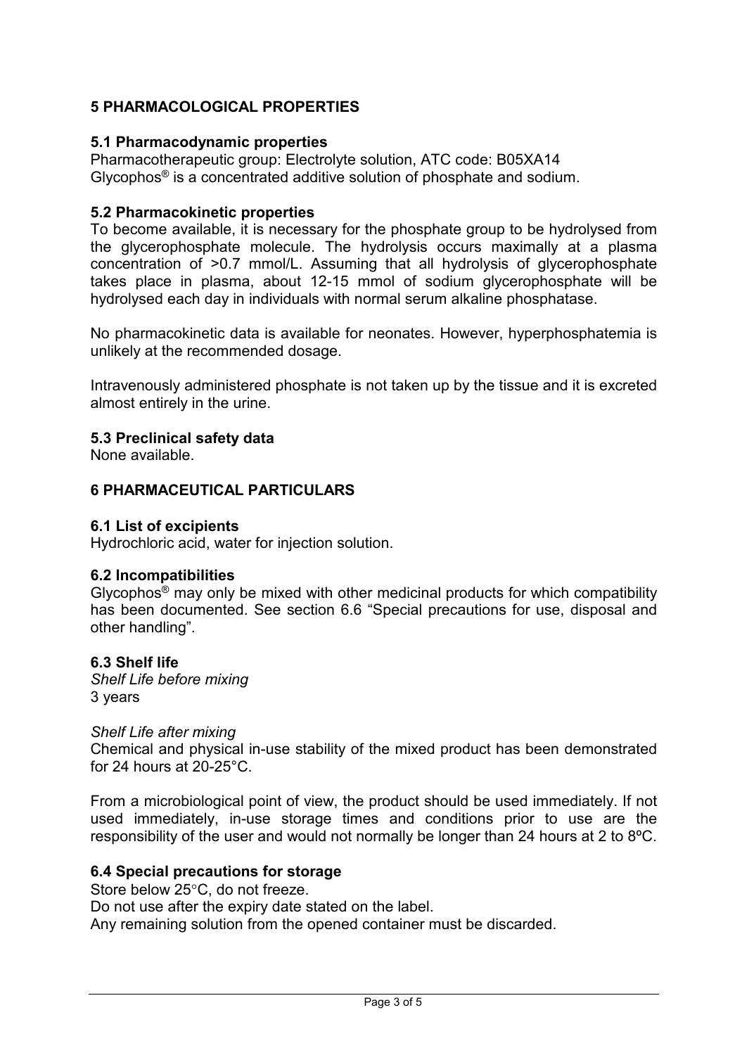# 5 PHARMACOLOGICAL PROPERTIES

## 5.1 Pharmacodynamic properties

Pharmacotherapeutic group: Electrolyte solution, ATC code: B05XA14
Glycophos® is a concentrated additive solution of phosphate and sodium.

## 5.2 Pharmacokinetic properties

To become available, it is necessary for the phosphate group to be hydrolysed from the glycerophosphate molecule. The hydrolysis occurs maximally at a plasma concentration of >0.7 mmol/L. Assuming that all hydrolysis of glycerophosphate takes place in plasma, about 12-15 mmol of sodium glycerophosphate will be hydrolysed each day in individuals with normal serum alkaline phosphatase.

No pharmacokinetic data is available for neonates. However, hyperphosphatemia is unlikely at the recommended dosage.

Intravenously administered phosphate is not taken up by the tissue and it is excreted almost entirely in the urine.

## 5.3 Preclinical safety data

None available.

# 6 PHARMACEUTICAL PARTICULARS

## 6.1 List of excipients

Hydrochloric acid, water for injection solution.

## 6.2 Incompatibilities

Glycophos® may only be mixed with other medicinal products for which compatibility has been documented. See section 6.6 "Special precautions for use, disposal and other handling".

## 6.3 Shelf life

*Shelf Life before mixing*
3 years

*Shelf Life after mixing*
Chemical and physical in-use stability of the mixed product has been demonstrated for 24 hours at 20-25°C.

From a microbiological point of view, the product should be used immediately. If not used immediately, in-use storage times and conditions prior to use are the responsibility of the user and would not normally be longer than 24 hours at 2 to 8ºC.

## 6.4 Special precautions for storage

Store below 25°C, do not freeze.
Do not use after the expiry date stated on the label.
Any remaining solution from the opened container must be discarded.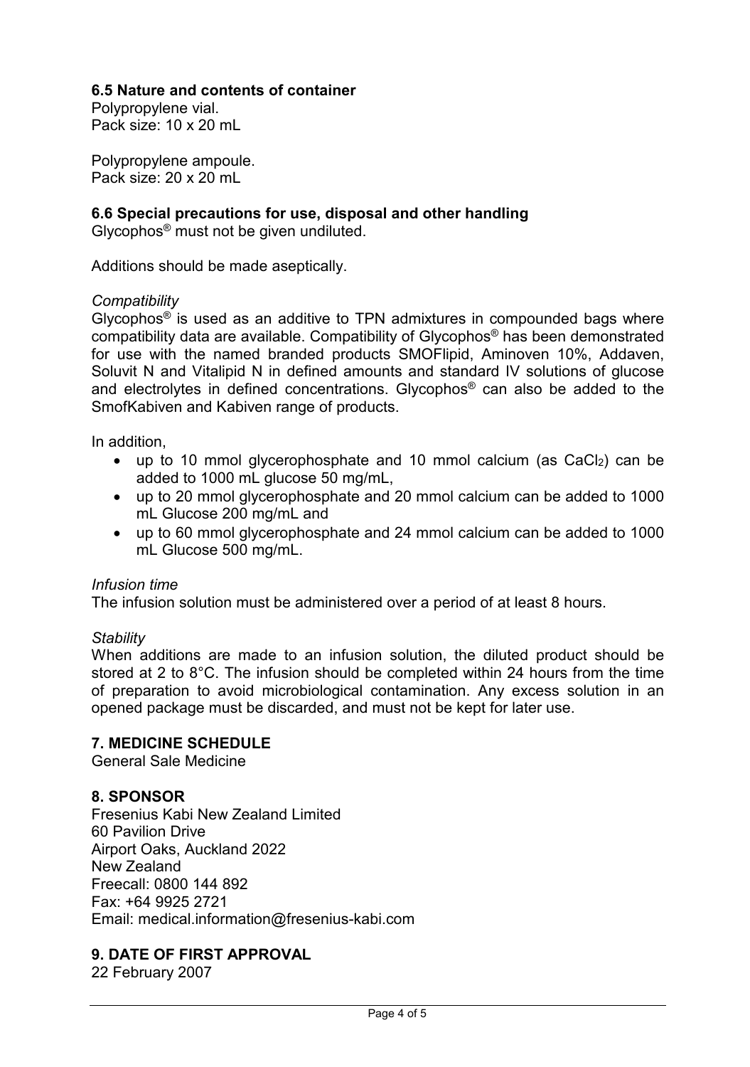### 6.5 Nature and contents of container

Polypropylene vial.
Pack size: 10 x 20 mL

Polypropylene ampoule.
Pack size: 20 x 20 mL

### 6.6 Special precautions for use, disposal and other handling

Glycophos® must not be given undiluted.

Additions should be made aseptically.

*Compatibility*

Glycophos® is used as an additive to TPN admixtures in compounded bags where compatibility data are available. Compatibility of Glycophos® has been demonstrated for use with the named branded products SMOFlipid, Aminoven 10%, Addaven, Soluvit N and Vitalipid N in defined amounts and standard IV solutions of glucose and electrolytes in defined concentrations. Glycophos® can also be added to the SmofKabiven and Kabiven range of products.

In addition,

- up to 10 mmol glycerophosphate and 10 mmol calcium (as $CaCl_2$) can be added to 1000 mL glucose 50 mg/mL,
- up to 20 mmol glycerophosphate and 20 mmol calcium can be added to 1000 mL Glucose 200 mg/mL and
- up to 60 mmol glycerophosphate and 24 mmol calcium can be added to 1000 mL Glucose 500 mg/mL.

*Infusion time*

The infusion solution must be administered over a period of at least 8 hours.

*Stability*

When additions are made to an infusion solution, the diluted product should be stored at 2 to 8°C. The infusion should be completed within 24 hours from the time of preparation to avoid microbiological contamination. Any excess solution in an opened package must be discarded, and must not be kept for later use.

## 7. MEDICINE SCHEDULE

General Sale Medicine

## 8. SPONSOR

Fresenius Kabi New Zealand Limited
60 Pavilion Drive
Airport Oaks, Auckland 2022
New Zealand
Freecall: 0800 144 892
Fax: +64 9925 2721
Email: medical.information@fresenius-kabi.com

## 9. DATE OF FIRST APPROVAL

22 February 2007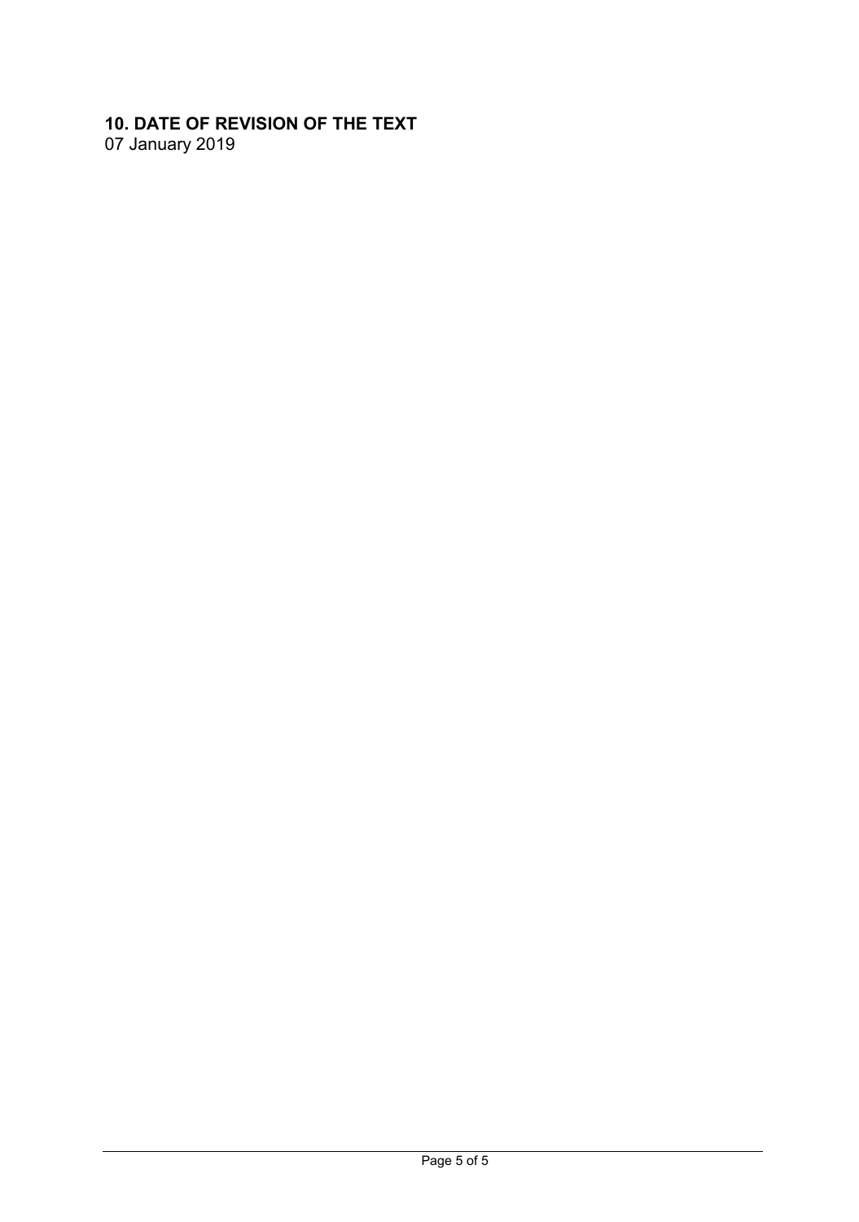## 10. DATE OF REVISION OF THE TEXT

07 January 2019